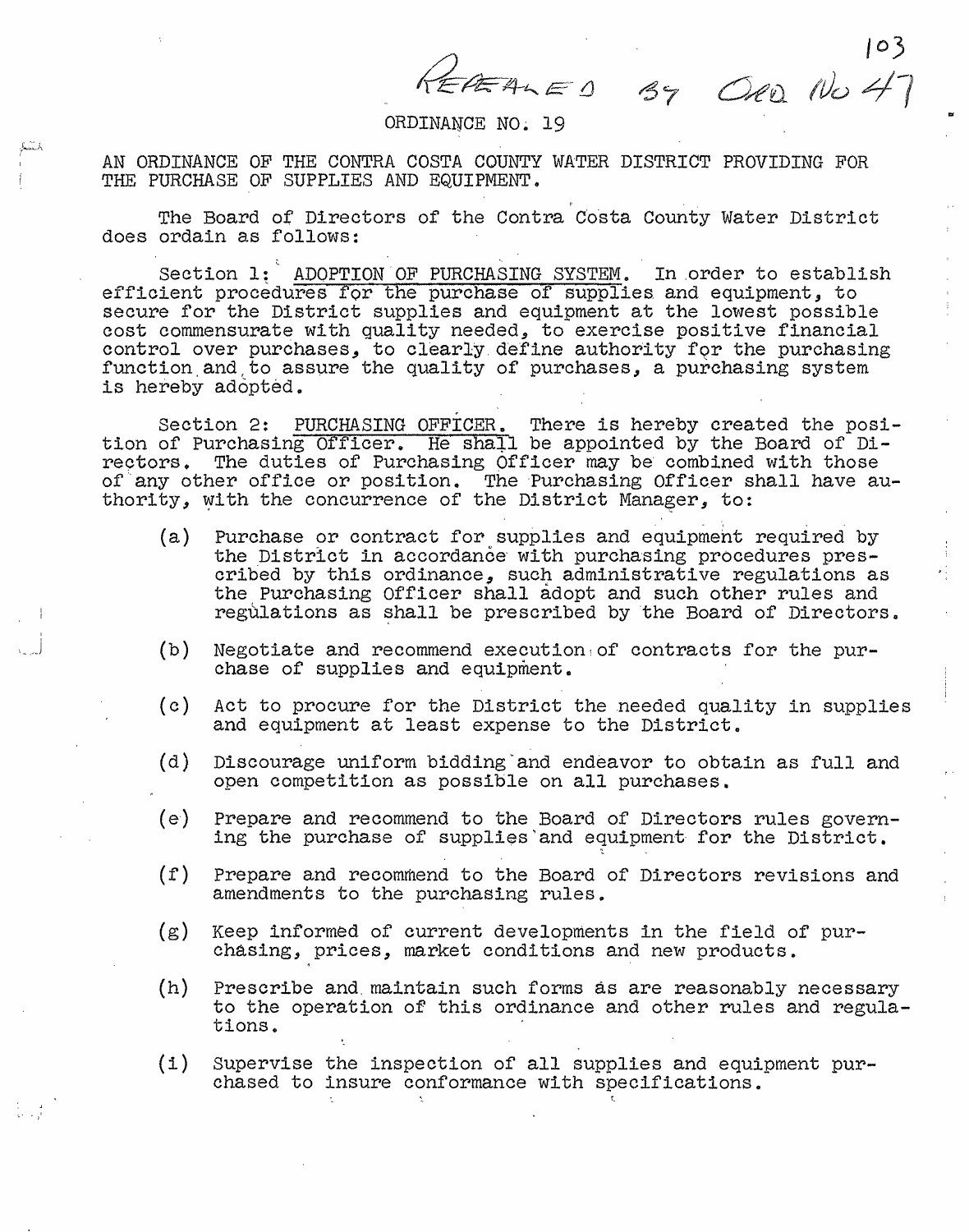REPEALED BY ORD NO 47

# ORDINANCE NO. 19

AN ORDINANCE OF THE CONTRA COSTA COUNTY WATER DISTRICT PROVIDING FOR THE PURCHASE OF SUPPLIES AND EQUIPMENT.

The Board of Directors of the Contra Costa County Water District does ordain as follows:

Section 1: ADOPTION OF PURCHASING SYSTEM. In order to establish efficient procedures for the purchase of supplies and equipment, to secure for the District supplies and equipment at the lowest possible cost commensurate with quality needed, to exercise positive financial control over purchases, to clearly define authority for the purchasing function and to assure the quality of purchases, a purchasing system is hereby adopted.

Section 2: PURCHASING OFFICER. There is hereby created the position of Purchasing Officer. He shall be appointed by the Board of Directors. The duties of Purchasing Officer may be combined with those of any other office or position. The Purchasing Officer shall have authority, with the concurrence of the District Manager, to:

(a) Purchase or contract for supplies and equipment required by the District in accordance with purchasing procedures prescribed by this ordinance, such administrative regulations as the Purchasing Officer shall adopt and such other rules and regulations as shall be prescribed by the Board of Directors.

(b) Negotiate and recommend execution of contracts for the purchase of supplies and equipment.

(c) Act to procure for the District the needed quality in supplies and equipment at least expense to the District.

(d) Discourage uniform bidding and endeavor to obtain as full and open competition as possible on all purchases.

(e) Prepare and recommend to the Board of Directors rules governing the purchase of supplies and equipment for the District.

(f) Prepare and recommend to the Board of Directors revisions and amendments to the purchasing rules.

(g) Keep informed of current developments in the field of purchasing, prices, market conditions and new products.

(h) Prescribe and maintain such forms as are reasonably necessary to the operation of this ordinance and other rules and regulations.

(i) Supervise the inspection of all supplies and equipment purchased to insure conformance with specifications.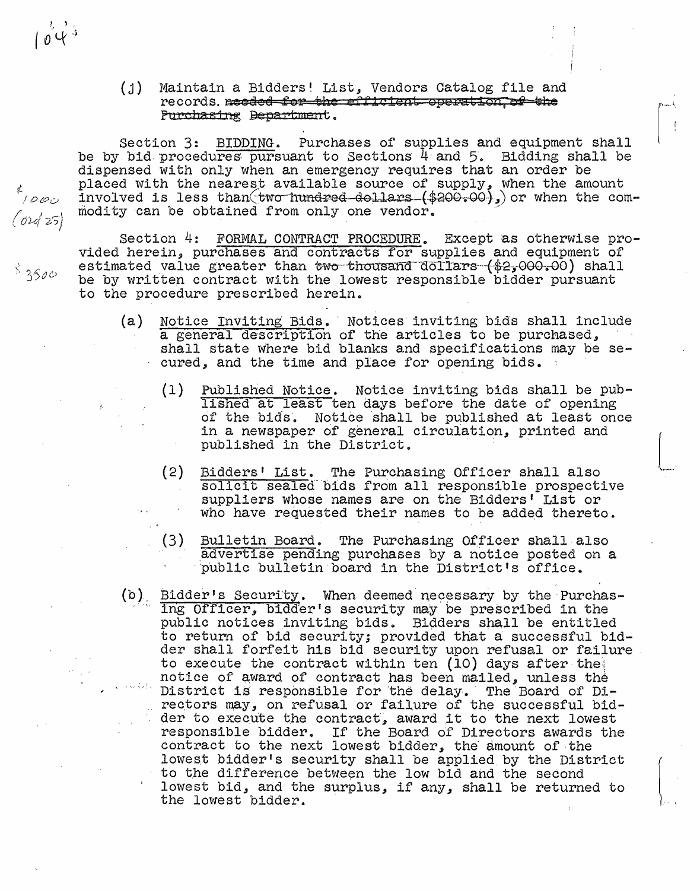(j) Maintain a Bidders' List, Vendors Catalog file and records. ~~needed for the efficient operation of the Purchasing Department~~.

Section 3: BIDDING. Purchases of supplies and equipment shall be by bid procedures pursuant to Sections 4 and 5. Bidding shall be dispensed with only when an emergency requires that an order be placed with the nearest available source of supply, when the amount involved is less than ~~two hundred dollars ($200.00)~~, or when the commodity can be obtained from only one vendor.

$1000 (ord 25)

Section 4: FORMAL CONTRACT PROCEDURE. Except as otherwise provided herein, purchases and contracts for supplies and equipment of estimated value greater than ~~two thousand dollars ($2,000.00)~~ shall be by written contract with the lowest responsible bidder pursuant to the procedure prescribed herein.

$3500

(a) Notice Inviting Bids. Notices inviting bids shall include a general description of the articles to be purchased, shall state where bid blanks and specifications may be secured, and the time and place for opening bids.

(1) Published Notice. Notice inviting bids shall be published at least ten days before the date of opening of the bids. Notice shall be published at least once in a newspaper of general circulation, printed and published in the District.

(2) Bidders' List. The Purchasing Officer shall also solicit sealed bids from all responsible prospective suppliers whose names are on the Bidders' List or who have requested their names to be added thereto.

(3) Bulletin Board. The Purchasing Officer shall also advertise pending purchases by a notice posted on a public bulletin board in the District's office.

(b) Bidder's Security. When deemed necessary by the Purchasing Officer, bidder's security may be prescribed in the public notices inviting bids. Bidders shall be entitled to return of bid security; provided that a successful bidder shall forfeit his bid security upon refusal or failure to execute the contract within ten (10) days after the notice of award of contract has been mailed, unless the District is responsible for the delay. The Board of Directors may, on refusal or failure of the successful bidder to execute the contract, award it to the next lowest responsible bidder. If the Board of Directors awards the contract to the next lowest bidder, the amount of the lowest bidder's security shall be applied by the District to the difference between the low bid and the second lowest bid, and the surplus, if any, shall be returned to the lowest bidder.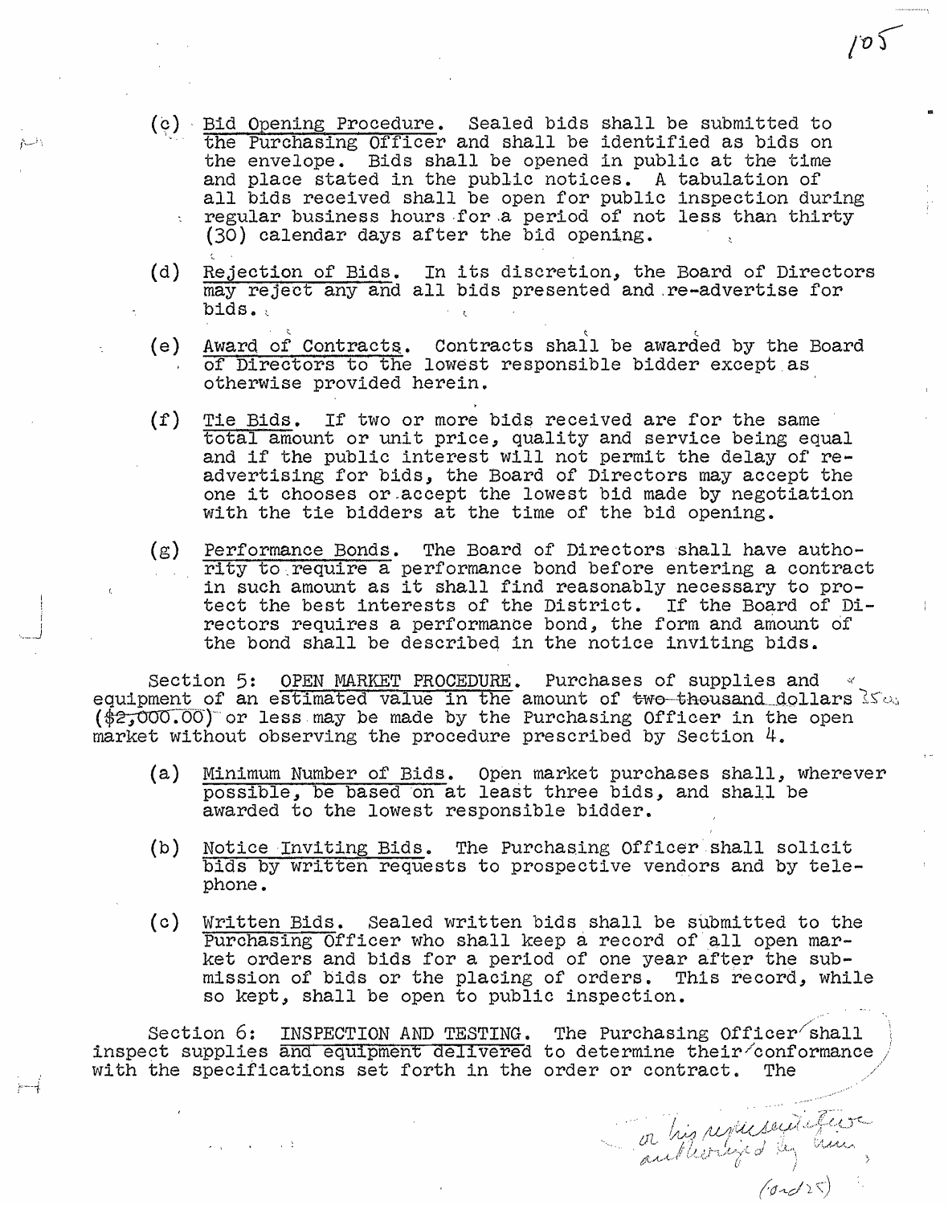(c) Bid Opening Procedure. Sealed bids shall be submitted to the Purchasing Officer and shall be identified as bids on the envelope. Bids shall be opened in public at the time and place stated in the public notices. A tabulation of all bids received shall be open for public inspection during regular business hours for a period of not less than thirty (30) calendar days after the bid opening.

(d) Rejection of Bids. In its discretion, the Board of Directors may reject any and all bids presented and re-advertise for bids.

(e) Award of Contracts. Contracts shall be awarded by the Board of Directors to the lowest responsible bidder except as otherwise provided herein.

(f) Tie Bids. If two or more bids received are for the same total amount or unit price, quality and service being equal and if the public interest will not permit the delay of re-advertising for bids, the Board of Directors may accept the one it chooses or accept the lowest bid made by negotiation with the tie bidders at the time of the bid opening.

(g) Performance Bonds. The Board of Directors shall have authority to require a performance bond before entering a contract in such amount as it shall find reasonably necessary to protect the best interests of the District. If the Board of Directors requires a performance bond, the form and amount of the bond shall be described in the notice inviting bids.

Section 5: OPEN MARKET PROCEDURE. Purchases of supplies and equipment of an estimated value in the amount of ~~two thousand dollars ($2,000.00)~~ 3500 or less may be made by the Purchasing Officer in the open market without observing the procedure prescribed by Section 4.

(a) Minimum Number of Bids. Open market purchases shall, wherever possible, be based on at least three bids, and shall be awarded to the lowest responsible bidder.

(b) Notice Inviting Bids. The Purchasing Officer shall solicit bids by written requests to prospective vendors and by telephone.

(c) Written Bids. Sealed written bids shall be submitted to the Purchasing Officer who shall keep a record of all open market orders and bids for a period of one year after the submission of bids or the placing of orders. This record, while so kept, shall be open to public inspection.

Section 6: INSPECTION AND TESTING. The Purchasing Officer [or his representative authorized by him,] shall inspect supplies and equipment delivered to determine their conformance with the specifications set forth in the order or contract. The

(ord 25)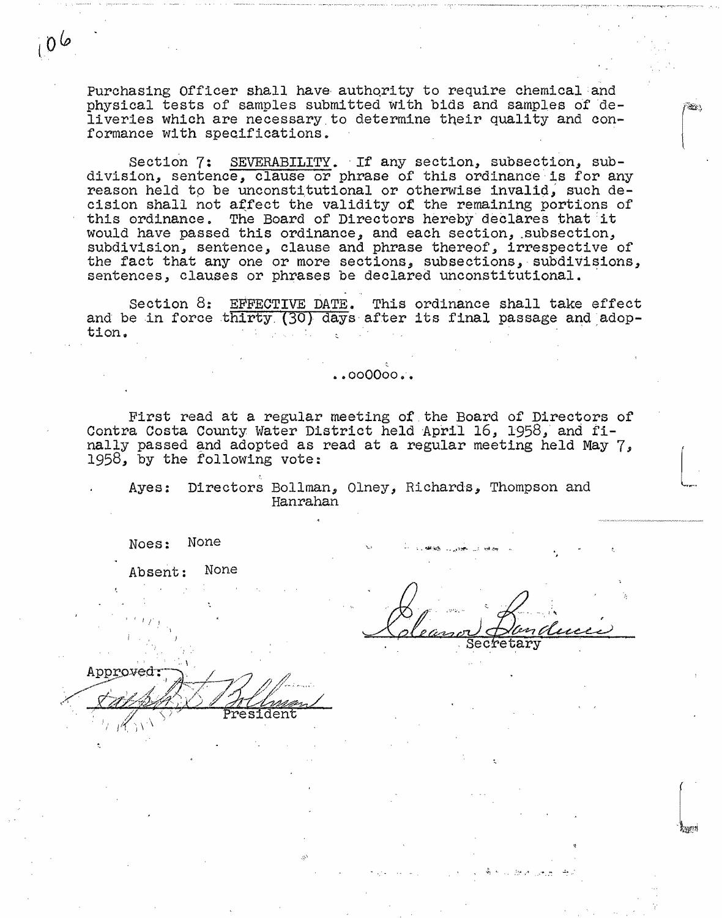Purchasing Officer shall have authority to require chemical and physical tests of samples submitted with bids and samples of deliveries which are necessary to determine their quality and conformance with specifications.

Section 7: SEVERABILITY. If any section, subsection, subdivision, sentence, clause or phrase of this ordinance is for any reason held to be unconstitutional or otherwise invalid, such decision shall not affect the validity of the remaining portions of this ordinance. The Board of Directors hereby declares that it would have passed this ordinance, and each section, subsection, subdivision, sentence, clause and phrase thereof, irrespective of the fact that any one or more sections, subsections, subdivisions, sentences, clauses or phrases be declared unconstitutional.

Section 8: EFFECTIVE DATE. This ordinance shall take effect and be in force thirty (30) days after its final passage and adoption.

..ooOoo..

First read at a regular meeting of the Board of Directors of Contra Costa County Water District held April 16, 1958, and finally passed and adopted as read at a regular meeting held May 7, 1958, by the following vote:

Ayes: Directors Bollman, Olney, Richards, Thompson and Hanrahan

Noes: None

Absent: None

Eleanor Banducci
Secretary

Approved:

Ralph T. Bollman
President